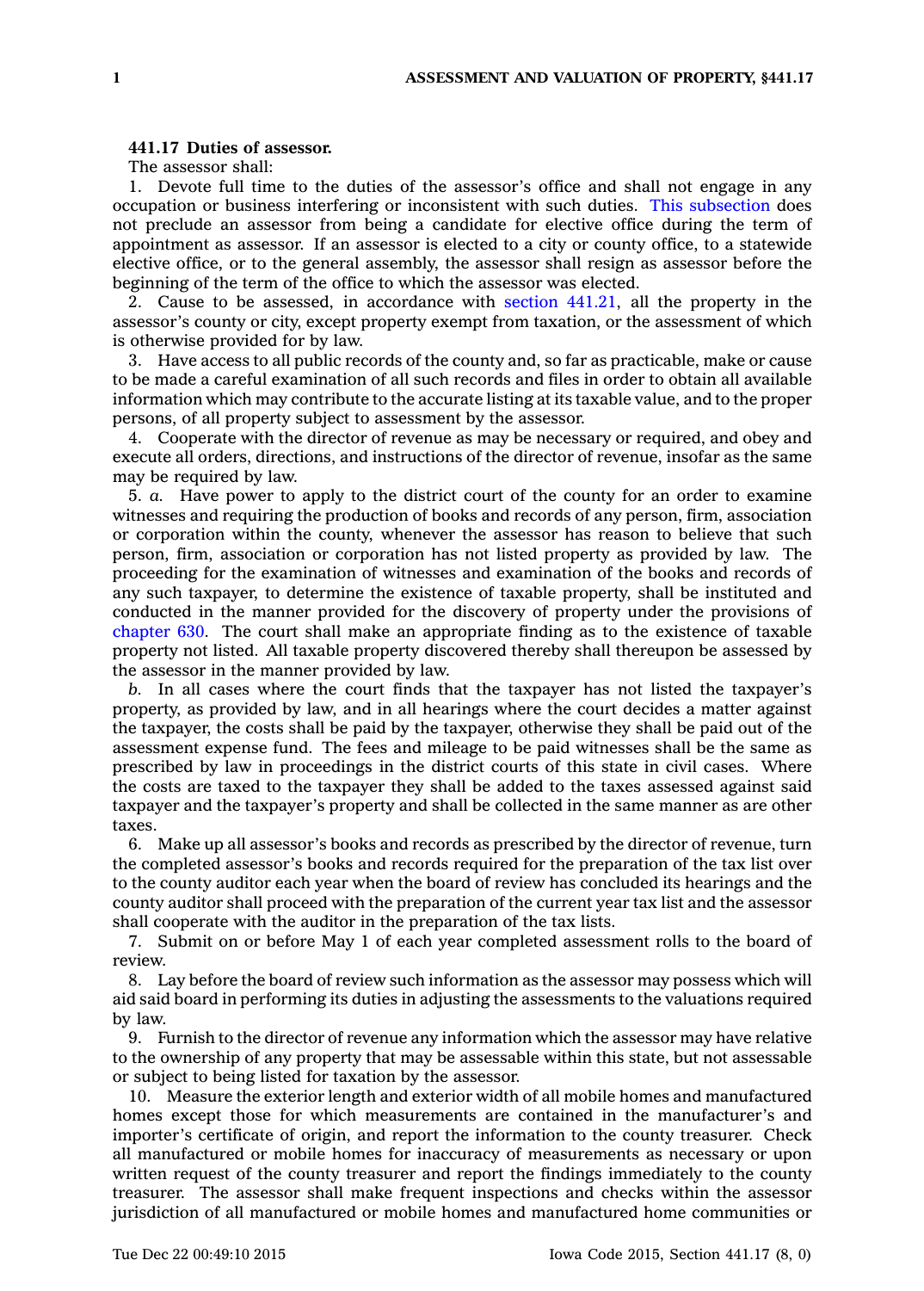**441.17 Duties of assessor.**

The assessor shall:

1. Devote full time to the duties of the assessor's office and shall not engage in any occupation or business interfering or inconsistent with such duties. This subsection does not preclude an assessor from being a candidate for elective office during the term of appointment as assessor. If an assessor is elected to a city or county office, to a statewide elective office, or to the general assembly, the assessor shall resign as assessor before the beginning of the term of the office to which the assessor was elected.

2. Cause to be assessed, in accordance with section 441.21, all the property in the assessor's county or city, except property exempt from taxation, or the assessment of which is otherwise provided for by law.

3. Have access to all public records of the county and, so far as practicable, make or cause to be made a careful examination of all such records and files in order to obtain all available information which may contribute to the accurate listing at its taxable value, and to the proper persons, of all property subject to assessment by the assessor.

4. Cooperate with the director of revenue as may be necessary or required, and obey and execute all orders, directions, and instructions of the director of revenue, insofar as the same may be required by law.

5. *a.* Have power to apply to the district court of the county for an order to examine witnesses and requiring the production of books and records of any person, firm, association or corporation within the county, whenever the assessor has reason to believe that such person, firm, association or corporation has not listed property as provided by law. The proceeding for the examination of witnesses and examination of the books and records of any such taxpayer, to determine the existence of taxable property, shall be instituted and conducted in the manner provided for the discovery of property under the provisions of chapter 630. The court shall make an appropriate finding as to the existence of taxable property not listed. All taxable property discovered thereby shall thereupon be assessed by the assessor in the manner provided by law.

*b.* In all cases where the court finds that the taxpayer has not listed the taxpayer's property, as provided by law, and in all hearings where the court decides a matter against the taxpayer, the costs shall be paid by the taxpayer, otherwise they shall be paid out of the assessment expense fund. The fees and mileage to be paid witnesses shall be the same as prescribed by law in proceedings in the district courts of this state in civil cases. Where the costs are taxed to the taxpayer they shall be added to the taxes assessed against said taxpayer and the taxpayer's property and shall be collected in the same manner as are other taxes.

6. Make up all assessor's books and records as prescribed by the director of revenue, turn the completed assessor's books and records required for the preparation of the tax list over to the county auditor each year when the board of review has concluded its hearings and the county auditor shall proceed with the preparation of the current year tax list and the assessor shall cooperate with the auditor in the preparation of the tax lists.

7. Submit on or before May 1 of each year completed assessment rolls to the board of review.

8. Lay before the board of review such information as the assessor may possess which will aid said board in performing its duties in adjusting the assessments to the valuations required by law.

9. Furnish to the director of revenue any information which the assessor may have relative to the ownership of any property that may be assessable within this state, but not assessable or subject to being listed for taxation by the assessor.

10. Measure the exterior length and exterior width of all mobile homes and manufactured homes except those for which measurements are contained in the manufacturer's and importer's certificate of origin, and report the information to the county treasurer. Check all manufactured or mobile homes for inaccuracy of measurements as necessary or upon written request of the county treasurer and report the findings immediately to the county treasurer. The assessor shall make frequent inspections and checks within the assessor jurisdiction of all manufactured or mobile homes and manufactured home communities or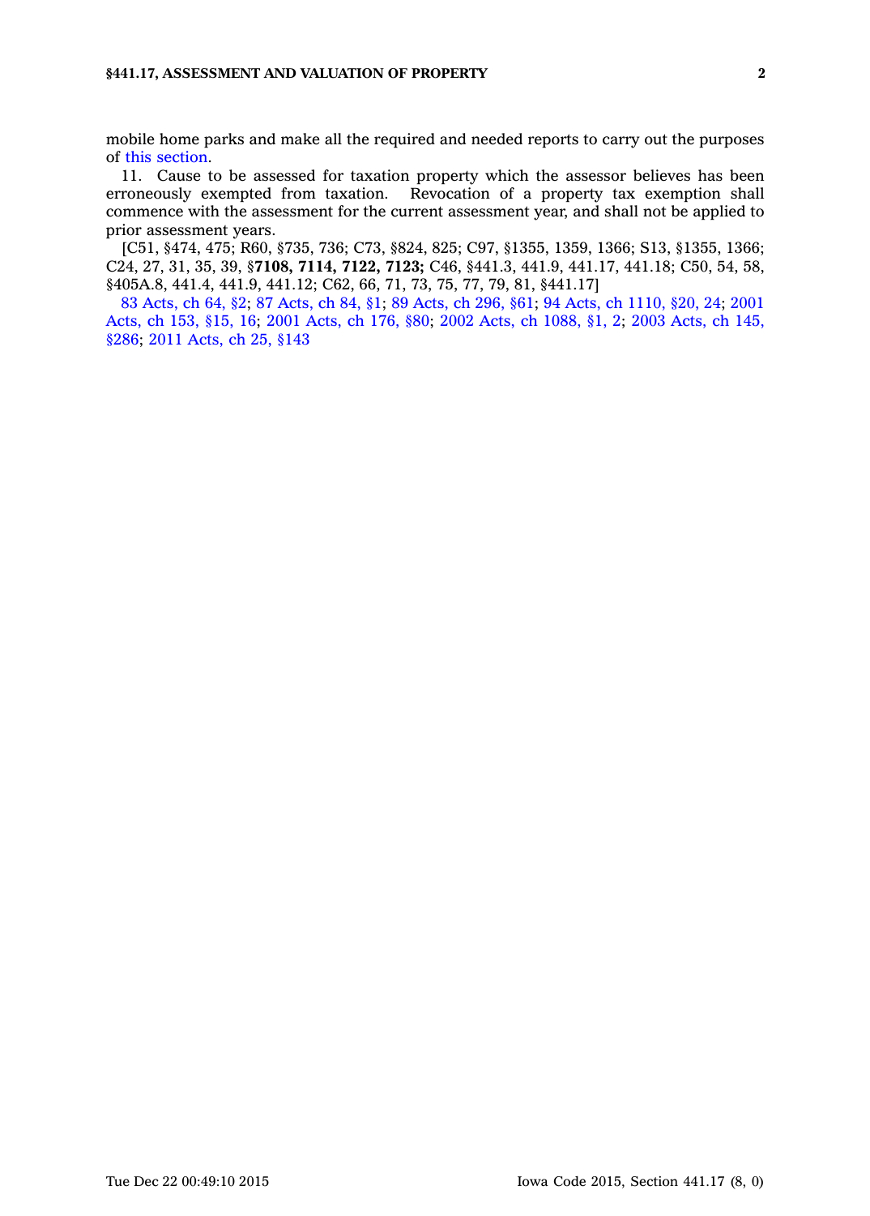mobile home parks and make all the required and needed reports to carry out the purposes of this section.

11. Cause to be assessed for taxation property which the assessor believes has been erroneously exempted from taxation. Revocation of a property tax exemption shall commence with the assessment for the current assessment year, and shall not be applied to prior assessment years.

[C51, §474, 475; R60, §735, 736; C73, §824, 825; C97, §1355, 1359, 1366; S13, §1355, 1366; C24, 27, 31, 35, 39, §**7108, 7114, 7122, 7123;** C46, §441.3, 441.9, 441.17, 441.18; C50, 54, 58, §405A.8, 441.4, 441.9, 441.12; C62, 66, 71, 73, 75, 77, 79, 81, §441.17]

83 Acts, ch 64, §2; 87 Acts, ch 84, §1; 89 Acts, ch 296, §61; 94 Acts, ch 1110, §20, 24; 2001 Acts, ch 153, §15, 16; 2001 Acts, ch 176, §80; 2002 Acts, ch 1088, §1, 2; 2003 Acts, ch 145, §286; 2011 Acts, ch 25, §143